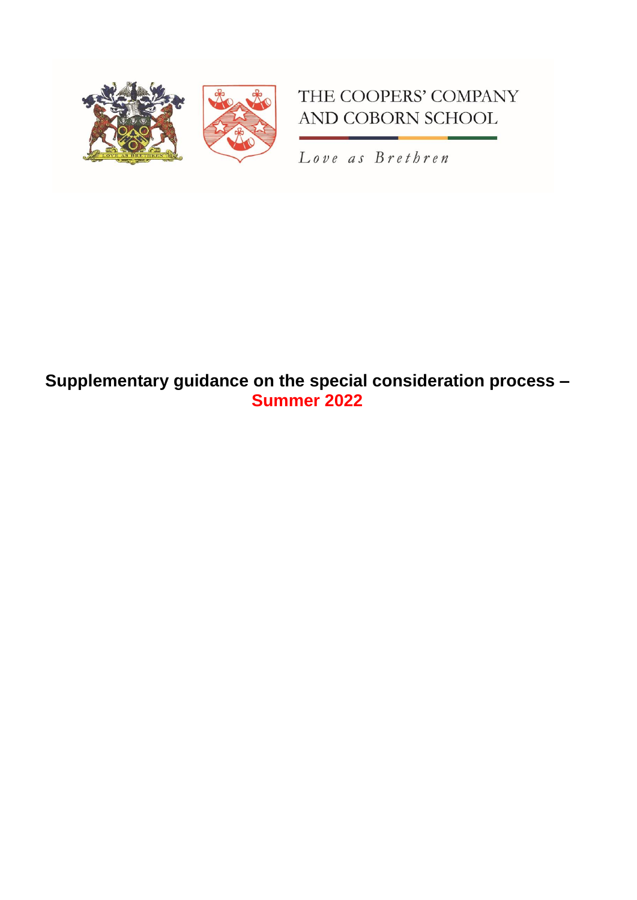THE COOPERS' COMPANY AND COBORN SCHOOL

*Love as Brethren*

# Supplementary guidance on the special consideration process – Summer 2022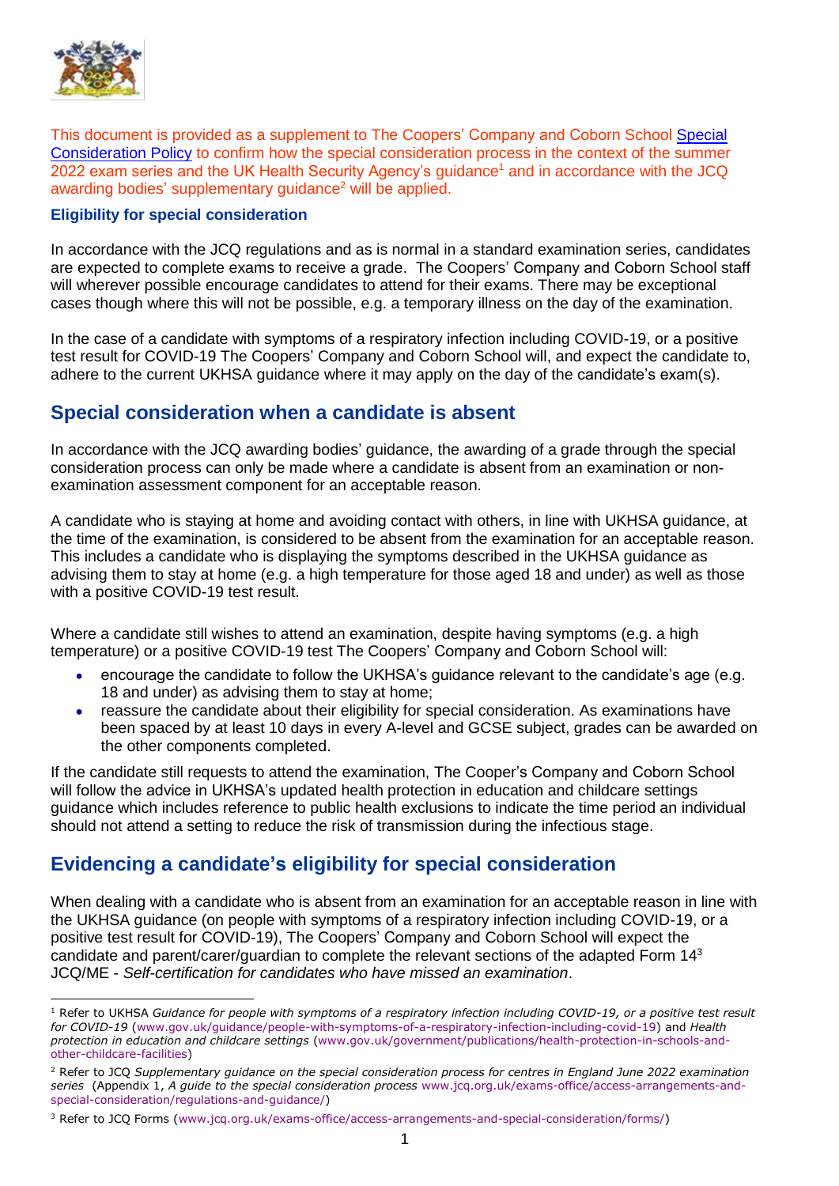This document is provided as a supplement to The Coopers' Company and Coborn School [Special Consideration Policy] to confirm how the special consideration process in the context of the summer 2022 exam series and the UK Health Security Agency's guidance[1] and in accordance with the JCQ awarding bodies' supplementary guidance[2] will be applied.

### Eligibility for special consideration

In accordance with the JCQ regulations and as is normal in a standard examination series, candidates are expected to complete exams to receive a grade. The Coopers' Company and Coborn School staff will wherever possible encourage candidates to attend for their exams. There may be exceptional cases though where this will not be possible, e.g. a temporary illness on the day of the examination.

In the case of a candidate with symptoms of a respiratory infection including COVID-19, or a positive test result for COVID-19 The Coopers' Company and Coborn School will, and expect the candidate to, adhere to the current UKHSA guidance where it may apply on the day of the candidate's exam(s).

## Special consideration when a candidate is absent

In accordance with the JCQ awarding bodies' guidance, the awarding of a grade through the special consideration process can only be made where a candidate is absent from an examination or non-examination assessment component for an acceptable reason.

A candidate who is staying at home and avoiding contact with others, in line with UKHSA guidance, at the time of the examination, is considered to be absent from the examination for an acceptable reason. This includes a candidate who is displaying the symptoms described in the UKHSA guidance as advising them to stay at home (e.g. a high temperature for those aged 18 and under) as well as those with a positive COVID-19 test result.

Where a candidate still wishes to attend an examination, despite having symptoms (e.g. a high temperature) or a positive COVID-19 test The Coopers' Company and Coborn School will:

- encourage the candidate to follow the UKHSA's guidance relevant to the candidate's age (e.g. 18 and under) as advising them to stay at home;
- reassure the candidate about their eligibility for special consideration. As examinations have been spaced by at least 10 days in every A-level and GCSE subject, grades can be awarded on the other components completed.

If the candidate still requests to attend the examination, The Cooper's Company and Coborn School will follow the advice in UKHSA's updated health protection in education and childcare settings guidance which includes reference to public health exclusions to indicate the time period an individual should not attend a setting to reduce the risk of transmission during the infectious stage.

## Evidencing a candidate's eligibility for special consideration

When dealing with a candidate who is absent from an examination for an acceptable reason in line with the UKHSA guidance (on people with symptoms of a respiratory infection including COVID-19, or a positive test result for COVID-19), The Coopers' Company and Coborn School will expect the candidate and parent/carer/guardian to complete the relevant sections of the adapted Form 14[3] JCQ/ME - *Self-certification for candidates who have missed an examination*.

---

[1] Refer to UKHSA *Guidance for people with symptoms of a respiratory infection including COVID-19, or a positive test result for COVID-19* (www.gov.uk/guidance/people-with-symptoms-of-a-respiratory-infection-including-covid-19) and *Health protection in education and childcare settings* (www.gov.uk/government/publications/health-protection-in-schools-and-other-childcare-facilities)

[2] Refer to JCQ *Supplementary guidance on the special consideration process for centres in England June 2022 examination series* (Appendix 1, *A guide to the special consideration process* www.jcq.org.uk/exams-office/access-arrangements-and-special-consideration/regulations-and-guidance/)

[3] Refer to JCQ Forms (www.jcq.org.uk/exams-office/access-arrangements-and-special-consideration/forms/)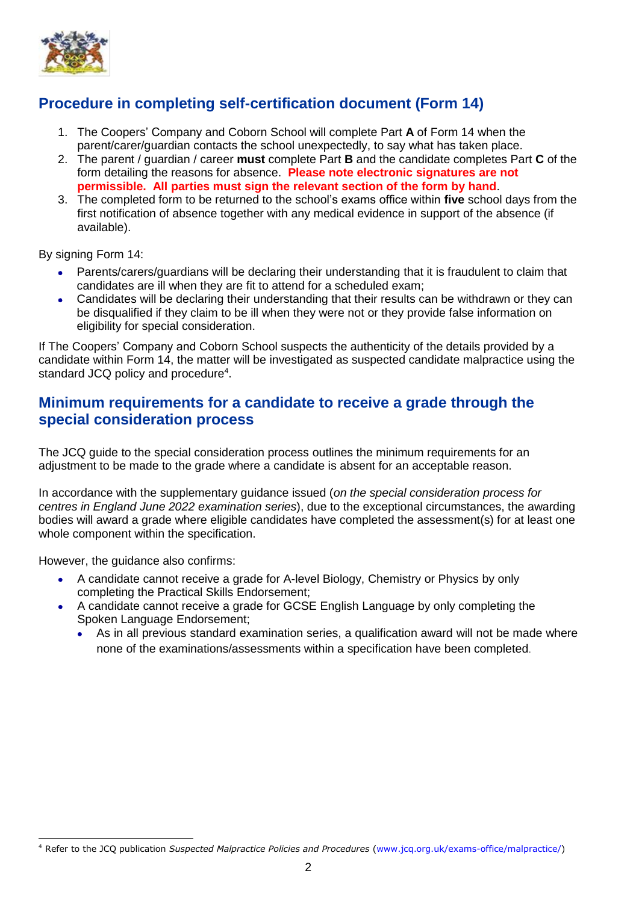## Procedure in completing self-certification document (Form 14)

1. The Coopers' Company and Coborn School will complete Part **A** of Form 14 when the parent/carer/guardian contacts the school unexpectedly, to say what has taken place.
2. The parent / guardian / career **must** complete Part **B** and the candidate completes Part **C** of the form detailing the reasons for absence. **Please note electronic signatures are not permissible. All parties must sign the relevant section of the form by hand**.
3. The completed form to be returned to the school's exams office within **five** school days from the first notification of absence together with any medical evidence in support of the absence (if available).

By signing Form 14:

- Parents/carers/guardians will be declaring their understanding that it is fraudulent to claim that candidates are ill when they are fit to attend for a scheduled exam;
- Candidates will be declaring their understanding that their results can be withdrawn or they can be disqualified if they claim to be ill when they were not or they provide false information on eligibility for special consideration.

If The Coopers' Company and Coborn School suspects the authenticity of the details provided by a candidate within Form 14, the matter will be investigated as suspected candidate malpractice using the standard JCQ policy and procedure[4].

## Minimum requirements for a candidate to receive a grade through the special consideration process

The JCQ guide to the special consideration process outlines the minimum requirements for an adjustment to be made to the grade where a candidate is absent for an acceptable reason.

In accordance with the supplementary guidance issued (*on the special consideration process for centres in England June 2022 examination series*), due to the exceptional circumstances, the awarding bodies will award a grade where eligible candidates have completed the assessment(s) for at least one whole component within the specification.

However, the guidance also confirms:

- A candidate cannot receive a grade for A-level Biology, Chemistry or Physics by only completing the Practical Skills Endorsement;
- A candidate cannot receive a grade for GCSE English Language by only completing the Spoken Language Endorsement;
  - As in all previous standard examination series, a qualification award will not be made where none of the examinations/assessments within a specification have been completed.

[4] Refer to the JCQ publication *Suspected Malpractice Policies and Procedures* (www.jcq.org.uk/exams-office/malpractice/)